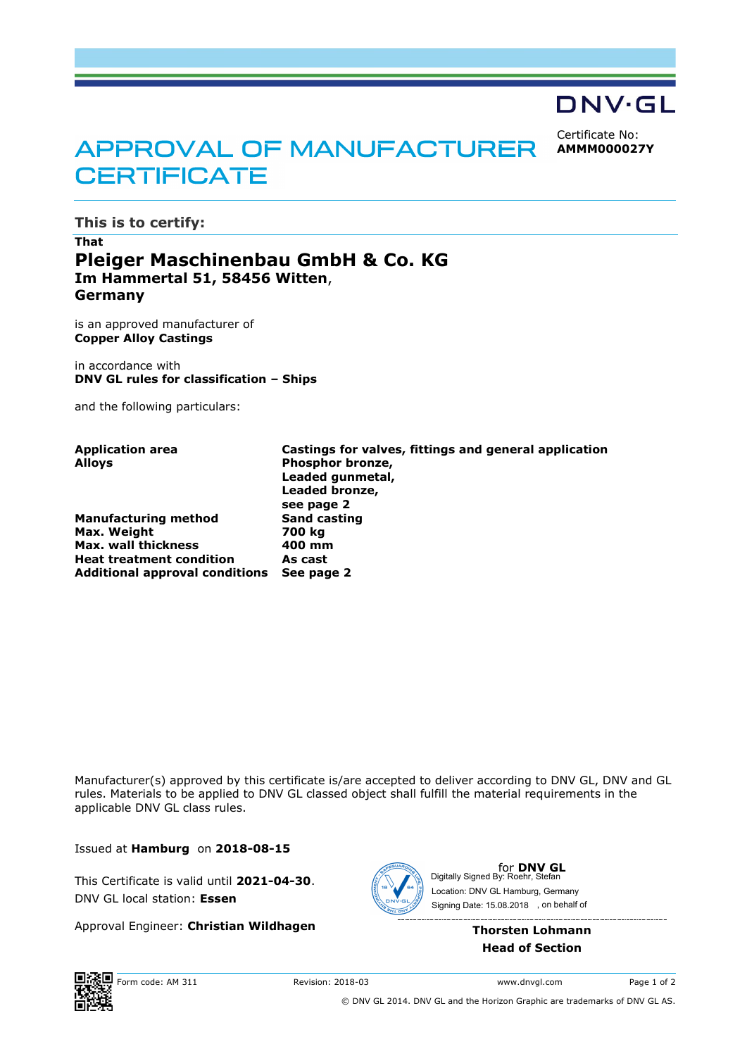DNV·GL

# APPROVAL OF MANUFACTURER CERTIFICATE

Certificate No:
**AMMM000027Y**

## This is to certify:

**That**

## Pleiger Maschinenbau GmbH & Co. KG

**Im Hammertal 51, 58456 Witten,**
**Germany**

is an approved manufacturer of
**Copper Alloy Castings**

in accordance with
**DNV GL rules for classification – Ships**

and the following particulars:

| | |
|---|---|
| **Application area** | **Castings for valves, fittings and general application** |
| **Alloys** | **Phosphor bronze,**<br>**Leaded gunmetal,**<br>**Leaded bronze,**<br>**see page 2** |
| **Manufacturing method** | **Sand casting** |
| **Max. Weight** | **700 kg** |
| **Max. wall thickness** | **400 mm** |
| **Heat treatment condition** | **As cast** |
| **Additional approval conditions** | **See page 2** |

Manufacturer(s) approved by this certificate is/are accepted to deliver according to DNV GL, DNV and GL rules. Materials to be applied to DNV GL classed object shall fulfill the material requirements in the applicable DNV GL class rules.

Issued at **Hamburg** on **2018-08-15**

This Certificate is valid until **2021-04-30**.
DNV GL local station: **Essen**

Approval Engineer: **Christian Wildhagen**

for **DNV GL**
Digitally Signed By: Roehr, Stefan
Location: DNV GL Hamburg, Germany
Signing Date: 15.08.2018 , on behalf of

**Thorsten Lohmann**
**Head of Section**

Form code: AM 311 Revision: 2018-03 www.dnvgl.com

© DNV GL 2014. DNV GL and the Horizon Graphic are trademarks of DNV GL AS.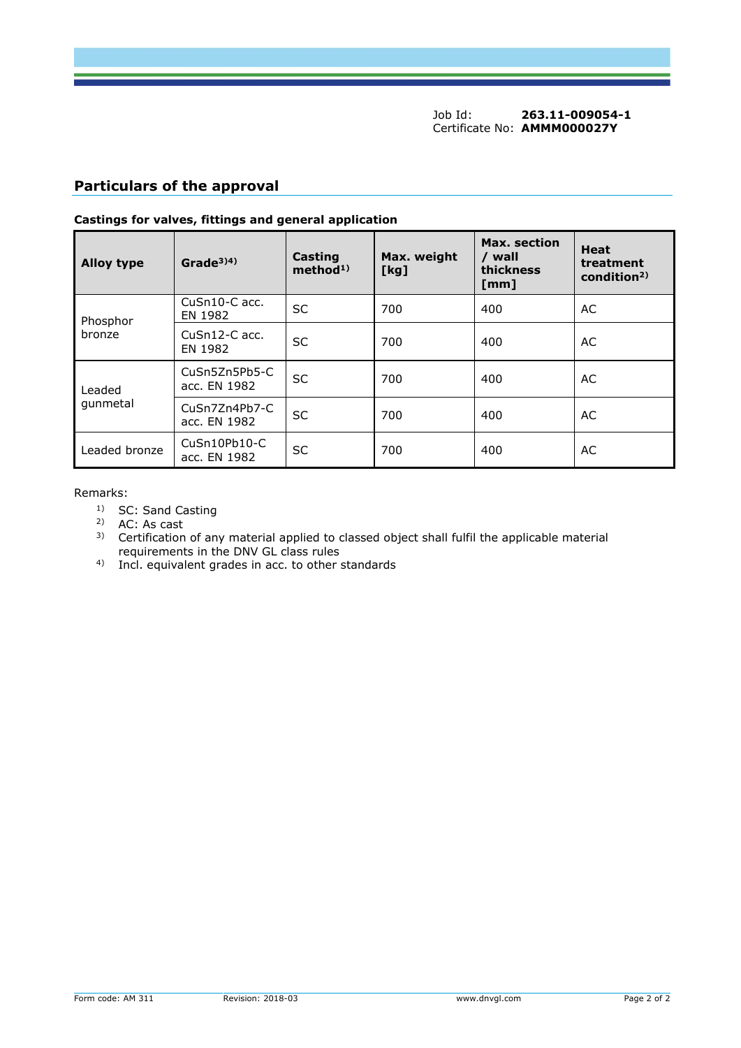Job Id: **263.11-009054-1**
Certificate No: **AMMM000027Y**

## Particulars of the approval

### Castings for valves, fittings and general application

| Alloy type | Grade[3)4)] | Casting method[1)] | Max. weight [kg] | Max. section / wall thickness [mm] | Heat treatment condition[2)] |
|---|---|---|---|---|---|
| Phosphor bronze | CuSn10-C acc. EN 1982 | SC | 700 | 400 | AC |
| | CuSn12-C acc. EN 1982 | SC | 700 | 400 | AC |
| Leaded gunmetal | CuSn5Zn5Pb5-C acc. EN 1982 | SC | 700 | 400 | AC |
| | CuSn7Zn4Pb7-C acc. EN 1982 | SC | 700 | 400 | AC |
| Leaded bronze | CuSn10Pb10-C acc. EN 1982 | SC | 700 | 400 | AC |

Remarks:

1) SC: Sand Casting
2) AC: As cast
3) Certification of any material applied to classed object shall fulfil the applicable material requirements in the DNV GL class rules
4) Incl. equivalent grades in acc. to other standards